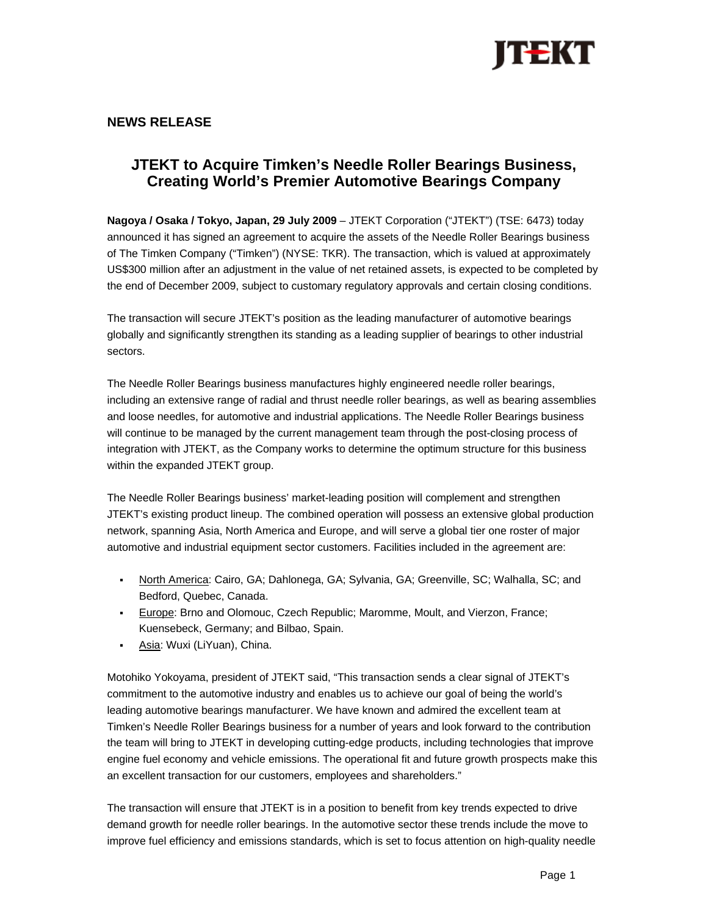**NEWS RELEASE**

# JTEKT to Acquire Timken's Needle Roller Bearings Business, Creating World's Premier Automotive Bearings Company

**Nagoya / Osaka / Tokyo, Japan, 29 July 2009** – JTEKT Corporation ("JTEKT") (TSE: 6473) today announced it has signed an agreement to acquire the assets of the Needle Roller Bearings business of The Timken Company ("Timken") (NYSE: TKR). The transaction, which is valued at approximately US$300 million after an adjustment in the value of net retained assets, is expected to be completed by the end of December 2009, subject to customary regulatory approvals and certain closing conditions.

The transaction will secure JTEKT's position as the leading manufacturer of automotive bearings globally and significantly strengthen its standing as a leading supplier of bearings to other industrial sectors.

The Needle Roller Bearings business manufactures highly engineered needle roller bearings, including an extensive range of radial and thrust needle roller bearings, as well as bearing assemblies and loose needles, for automotive and industrial applications. The Needle Roller Bearings business will continue to be managed by the current management team through the post-closing process of integration with JTEKT, as the Company works to determine the optimum structure for this business within the expanded JTEKT group.

The Needle Roller Bearings business' market-leading position will complement and strengthen JTEKT's existing product lineup. The combined operation will possess an extensive global production network, spanning Asia, North America and Europe, and will serve a global tier one roster of major automotive and industrial equipment sector customers. Facilities included in the agreement are:

- North America: Cairo, GA; Dahlonega, GA; Sylvania, GA; Greenville, SC; Walhalla, SC; and Bedford, Quebec, Canada.
- Europe: Brno and Olomouc, Czech Republic; Maromme, Moult, and Vierzon, France; Kuensebeck, Germany; and Bilbao, Spain.
- Asia: Wuxi (LiYuan), China.

Motohiko Yokoyama, president of JTEKT said, "This transaction sends a clear signal of JTEKT's commitment to the automotive industry and enables us to achieve our goal of being the world's leading automotive bearings manufacturer. We have known and admired the excellent team at Timken's Needle Roller Bearings business for a number of years and look forward to the contribution the team will bring to JTEKT in developing cutting-edge products, including technologies that improve engine fuel economy and vehicle emissions. The operational fit and future growth prospects make this an excellent transaction for our customers, employees and shareholders."

The transaction will ensure that JTEKT is in a position to benefit from key trends expected to drive demand growth for needle roller bearings. In the automotive sector these trends include the move to improve fuel efficiency and emissions standards, which is set to focus attention on high-quality needle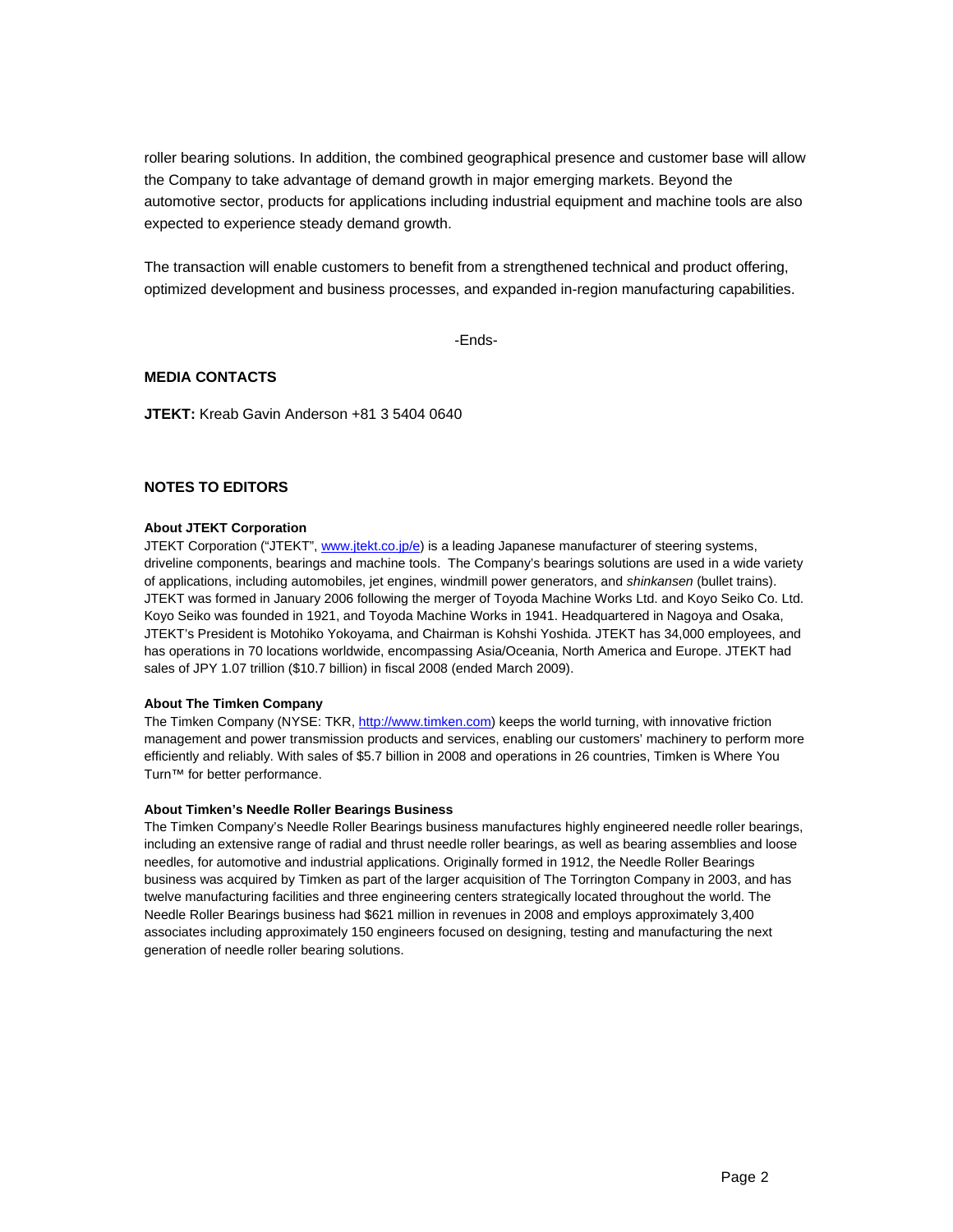roller bearing solutions. In addition, the combined geographical presence and customer base will allow the Company to take advantage of demand growth in major emerging markets. Beyond the automotive sector, products for applications including industrial equipment and machine tools are also expected to experience steady demand growth.

The transaction will enable customers to benefit from a strengthened technical and product offering, optimized development and business processes, and expanded in-region manufacturing capabilities.

-Ends-

**MEDIA CONTACTS**

**JTEKT:** Kreab Gavin Anderson +81 3 5404 0640

**NOTES TO EDITORS**

**About JTEKT Corporation**

JTEKT Corporation ("JTEKT", www.jtekt.co.jp/e) is a leading Japanese manufacturer of steering systems, driveline components, bearings and machine tools. The Company's bearings solutions are used in a wide variety of applications, including automobiles, jet engines, windmill power generators, and *shinkansen* (bullet trains). JTEKT was formed in January 2006 following the merger of Toyoda Machine Works Ltd. and Koyo Seiko Co. Ltd. Koyo Seiko was founded in 1921, and Toyoda Machine Works in 1941. Headquartered in Nagoya and Osaka, JTEKT's President is Motohiko Yokoyama, and Chairman is Kohshi Yoshida. JTEKT has 34,000 employees, and has operations in 70 locations worldwide, encompassing Asia/Oceania, North America and Europe. JTEKT had sales of JPY 1.07 trillion ($10.7 billion) in fiscal 2008 (ended March 2009).

**About The Timken Company**

The Timken Company (NYSE: TKR, http://www.timken.com) keeps the world turning, with innovative friction management and power transmission products and services, enabling our customers' machinery to perform more efficiently and reliably. With sales of $5.7 billion in 2008 and operations in 26 countries, Timken is Where You Turn™ for better performance.

**About Timken's Needle Roller Bearings Business**

The Timken Company's Needle Roller Bearings business manufactures highly engineered needle roller bearings, including an extensive range of radial and thrust needle roller bearings, as well as bearing assemblies and loose needles, for automotive and industrial applications. Originally formed in 1912, the Needle Roller Bearings business was acquired by Timken as part of the larger acquisition of The Torrington Company in 2003, and has twelve manufacturing facilities and three engineering centers strategically located throughout the world. The Needle Roller Bearings business had $621 million in revenues in 2008 and employs approximately 3,400 associates including approximately 150 engineers focused on designing, testing and manufacturing the next generation of needle roller bearing solutions.